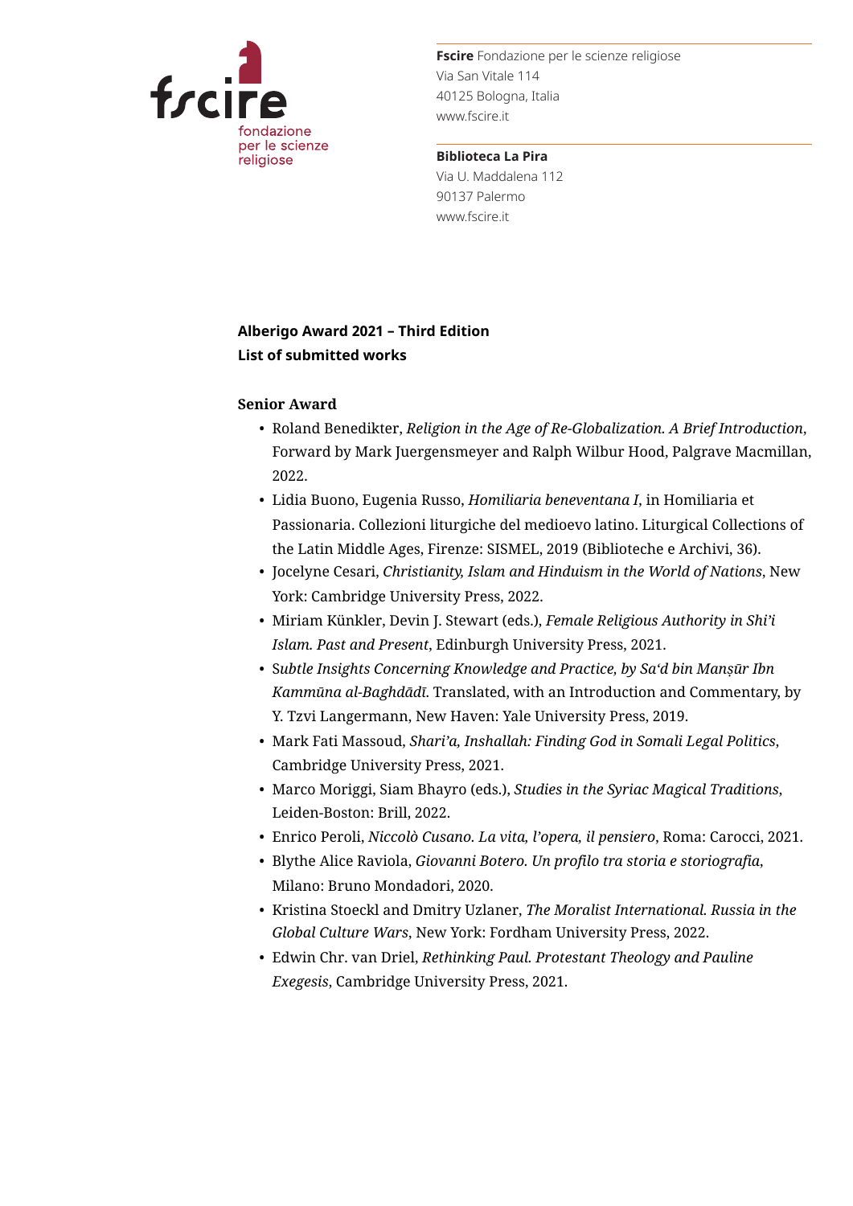**Fscire** Fondazione per le scienze religiose
Via San Vitale 114
40125 Bologna, Italia
www.fscire.it

**Biblioteca La Pira**
Via U. Maddalena 112
90137 Palermo
www.fscire.it

**Alberigo Award 2021 – Third Edition**
**List of submitted works**

**Senior Award**

- Roland Benedikter, *Religion in the Age of Re-Globalization. A Brief Introduction*, Forward by Mark Juergensmeyer and Ralph Wilbur Hood, Palgrave Macmillan, 2022.
- Lidia Buono, Eugenia Russo, *Homiliaria beneventana I*, in Homiliaria et Passionaria. Collezioni liturgiche del medioevo latino. Liturgical Collections of the Latin Middle Ages, Firenze: SISMEL, 2019 (Biblioteche e Archivi, 36).
- Jocelyne Cesari, *Christianity, Islam and Hinduism in the World of Nations*, New York: Cambridge University Press, 2022.
- Miriam Künkler, Devin J. Stewart (eds.), *Female Religious Authority in Shi'i Islam. Past and Present*, Edinburgh University Press, 2021.
- S*ubtle Insights Concerning Knowledge and Practice, by Sa'd bin Manṣūr Ibn Kammūna al-Baghdādī*. Translated, with an Introduction and Commentary, by Y. Tzvi Langermann, New Haven: Yale University Press, 2019.
- Mark Fati Massoud, *Shari'a, Inshallah: Finding God in Somali Legal Politics*, Cambridge University Press, 2021.
- Marco Moriggi, Siam Bhayro (eds.), *Studies in the Syriac Magical Traditions*, Leiden-Boston: Brill, 2022.
- Enrico Peroli, *Niccolò Cusano. La vita, l'opera, il pensiero*, Roma: Carocci, 2021.
- Blythe Alice Raviola, *Giovanni Botero. Un profilo tra storia e storiografia*, Milano: Bruno Mondadori, 2020.
- Kristina Stoeckl and Dmitry Uzlaner, *The Moralist International. Russia in the Global Culture Wars*, New York: Fordham University Press, 2022.
- Edwin Chr. van Driel, *Rethinking Paul. Protestant Theology and Pauline Exegesis*, Cambridge University Press, 2021.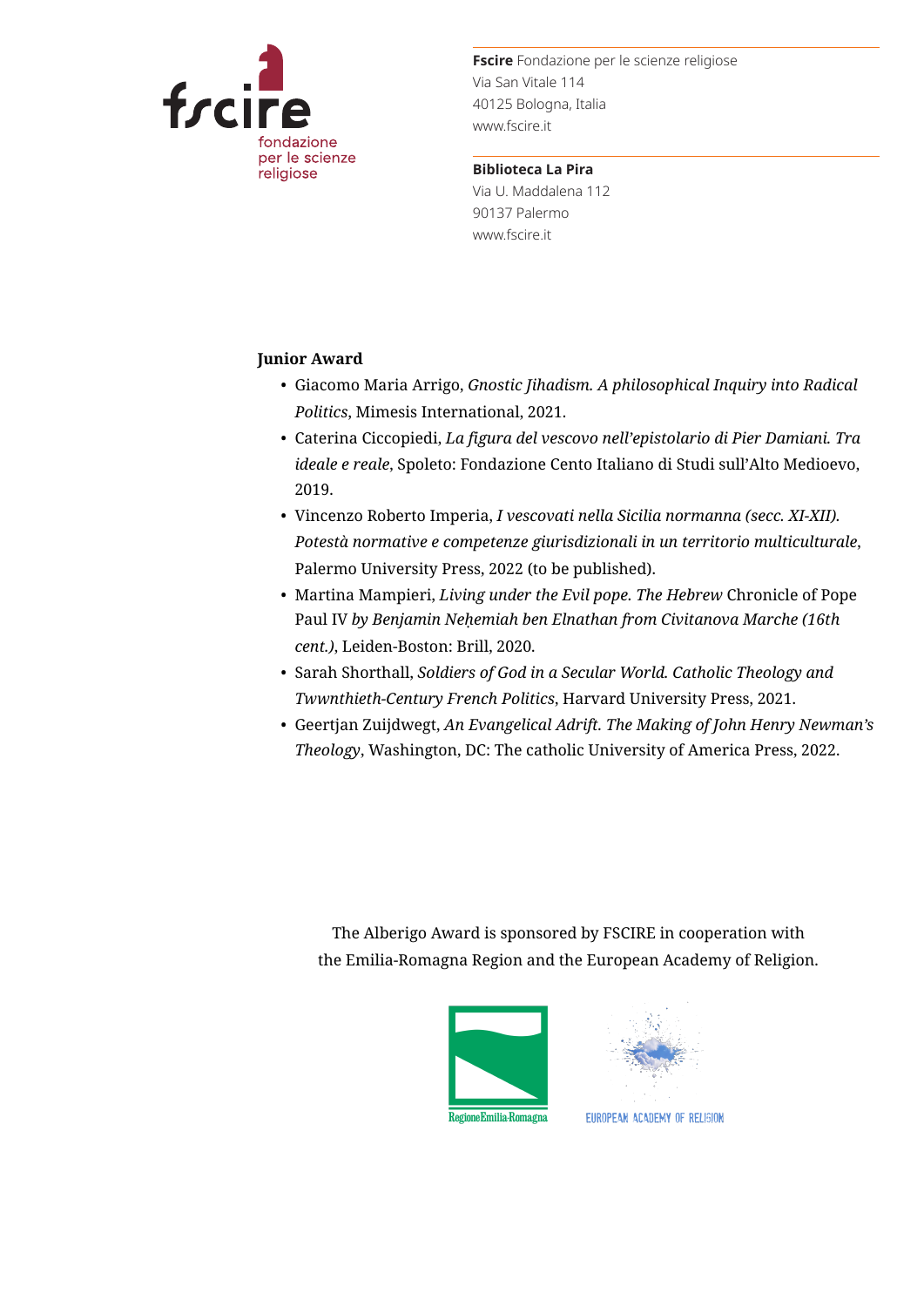**Fscire** Fondazione per le scienze religiose
Via San Vitale 114
40125 Bologna, Italia
www.fscire.it

**Biblioteca La Pira**
Via U. Maddalena 112
90137 Palermo
www.fscire.it

**Junior Award**

- Giacomo Maria Arrigo, *Gnostic Jihadism. A philosophical Inquiry into Radical Politics*, Mimesis International, 2021.
- Caterina Ciccopiedi, *La figura del vescovo nell'epistolario di Pier Damiani. Tra ideale e reale*, Spoleto: Fondazione Cento Italiano di Studi sull'Alto Medioevo, 2019.
- Vincenzo Roberto Imperia, *I vescovati nella Sicilia normanna (secc. XI-XII). Potestà normative e competenze giurisdizionali in un territorio multiculturale*, Palermo University Press, 2022 (to be published).
- Martina Mampieri, *Living under the Evil pope. The Hebrew* Chronicle of Pope Paul IV *by Benjamin Neḥemiah ben Elnathan from Civitanova Marche (16th cent.)*, Leiden-Boston: Brill, 2020.
- Sarah Shorthall, *Soldiers of God in a Secular World. Catholic Theology and Twwnthieth-Century French Politics*, Harvard University Press, 2021.
- Geertjan Zuijdwegt, *An Evangelical Adrift. The Making of John Henry Newman's Theology*, Washington, DC: The catholic University of America Press, 2022.

The Alberigo Award is sponsored by FSCIRE in cooperation with the Emilia-Romagna Region and the European Academy of Religion.

RegioneEmilia-Romagna

EUROPEAN ACADEMY OF RELIGION